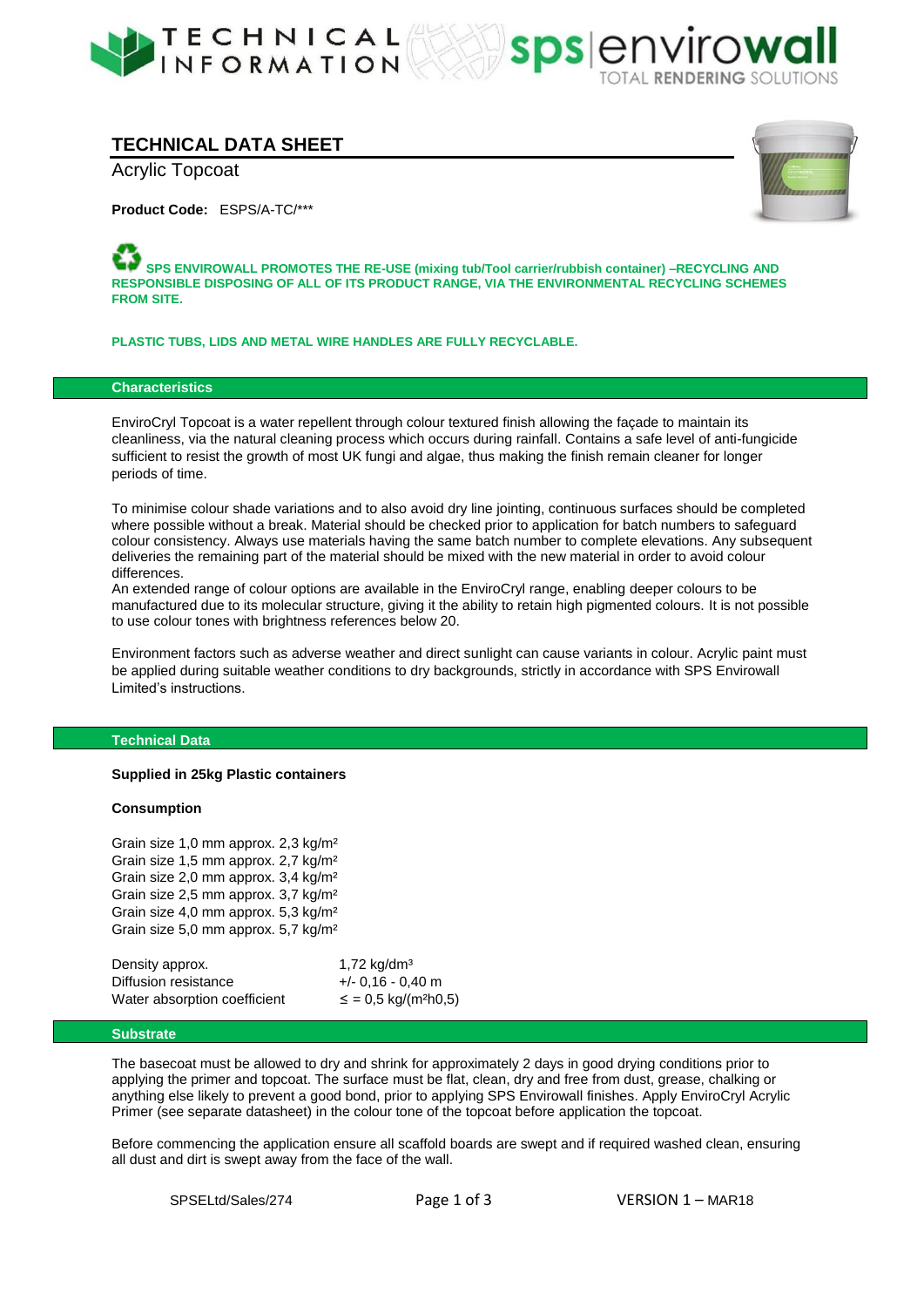# TECHNICAL DATA SHEET

Acrylic Topcoat

**Product Code:** ESPS/A-TC/***

**SPS ENVIROWALL PROMOTES THE RE-USE (mixing tub/Tool carrier/rubbish container) –RECYCLING AND RESPONSIBLE DISPOSING OF ALL OF ITS PRODUCT RANGE, VIA THE ENVIRONMENTAL RECYCLING SCHEMES FROM SITE.**

**PLASTIC TUBS, LIDS AND METAL WIRE HANDLES ARE FULLY RECYCLABLE.**

## Characteristics

EnviroCryl Topcoat is a water repellent through colour textured finish allowing the façade to maintain its cleanliness, via the natural cleaning process which occurs during rainfall. Contains a safe level of anti-fungicide sufficient to resist the growth of most UK fungi and algae, thus making the finish remain cleaner for longer periods of time.

To minimise colour shade variations and to also avoid dry line jointing, continuous surfaces should be completed where possible without a break. Material should be checked prior to application for batch numbers to safeguard colour consistency. Always use materials having the same batch number to complete elevations. Any subsequent deliveries the remaining part of the material should be mixed with the new material in order to avoid colour differences.
An extended range of colour options are available in the EnviroCryl range, enabling deeper colours to be manufactured due to its molecular structure, giving it the ability to retain high pigmented colours. It is not possible to use colour tones with brightness references below 20.

Environment factors such as adverse weather and direct sunlight can cause variants in colour. Acrylic paint must be applied during suitable weather conditions to dry backgrounds, strictly in accordance with SPS Envirowall Limited's instructions.

## Technical Data

**Supplied in 25kg Plastic containers**

**Consumption**

Grain size 1,0 mm approx. 2,3 kg/m²
Grain size 1,5 mm approx. 2,7 kg/m²
Grain size 2,0 mm approx. 3,4 kg/m²
Grain size 2,5 mm approx. 3,7 kg/m²
Grain size 4,0 mm approx. 5,3 kg/m²
Grain size 5,0 mm approx. 5,7 kg/m²

| | |
|---|---|
| Density approx. | 1,72 kg/dm³ |
| Diffusion resistance | +/- 0,16 - 0,40 m |
| Water absorption coefficient | ≤ = 0,5 kg/(m²h0,5) |

## Substrate

The basecoat must be allowed to dry and shrink for approximately 2 days in good drying conditions prior to applying the primer and topcoat. The surface must be flat, clean, dry and free from dust, grease, chalking or anything else likely to prevent a good bond, prior to applying SPS Envirowall finishes. Apply EnviroCryl Acrylic Primer (see separate datasheet) in the colour tone of the topcoat before application the topcoat.

Before commencing the application ensure all scaffold boards are swept and if required washed clean, ensuring all dust and dirt is swept away from the face of the wall.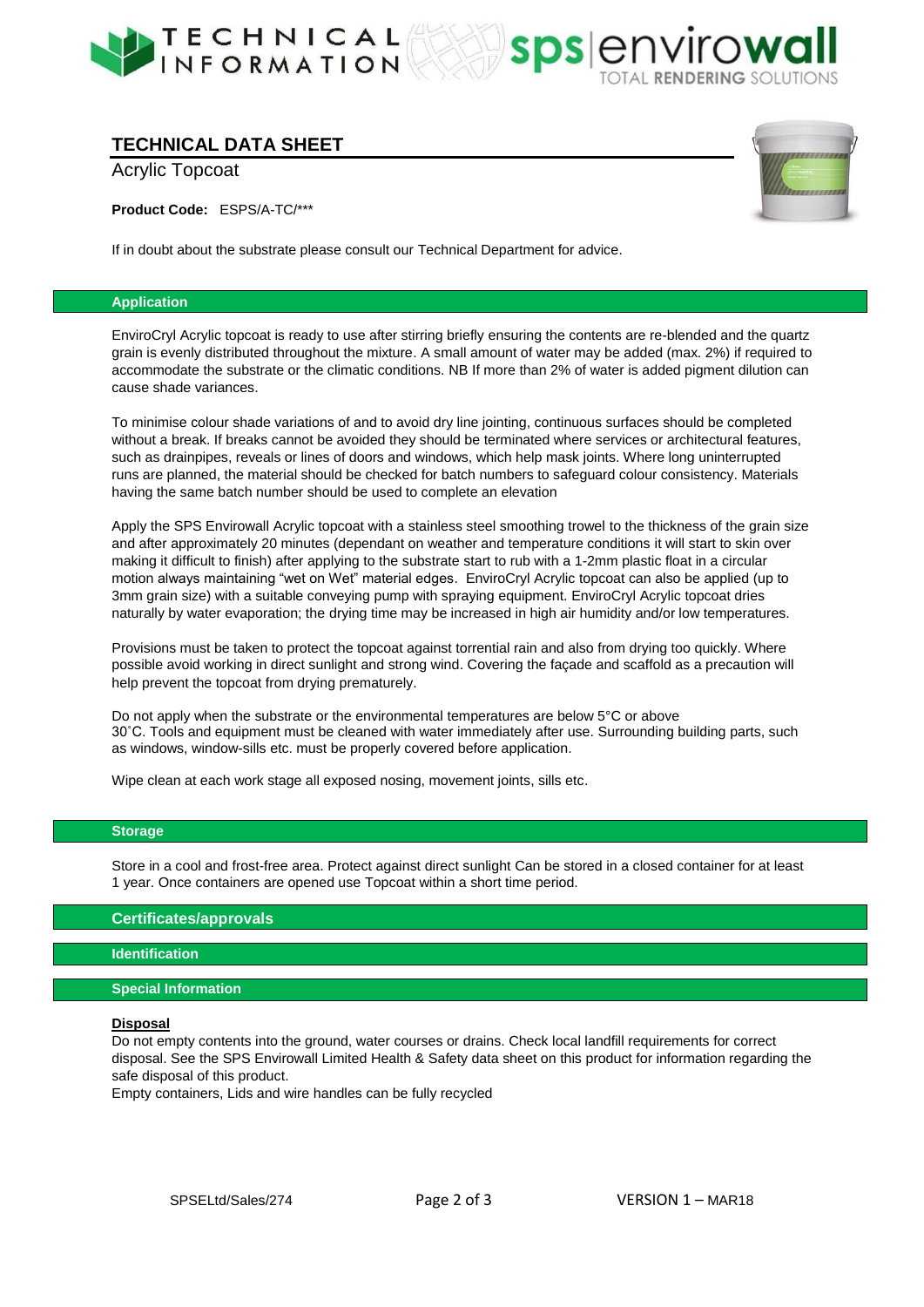# TECHNICAL DATA SHEET

Acrylic Topcoat

**Product Code:** ESPS/A-TC/***

If in doubt about the substrate please consult our Technical Department for advice.

## Application

EnviroCryl Acrylic topcoat is ready to use after stirring briefly ensuring the contents are re-blended and the quartz grain is evenly distributed throughout the mixture. A small amount of water may be added (max. 2%) if required to accommodate the substrate or the climatic conditions. NB If more than 2% of water is added pigment dilution can cause shade variances.

To minimise colour shade variations of and to avoid dry line jointing, continuous surfaces should be completed without a break. If breaks cannot be avoided they should be terminated where services or architectural features, such as drainpipes, reveals or lines of doors and windows, which help mask joints. Where long uninterrupted runs are planned, the material should be checked for batch numbers to safeguard colour consistency. Materials having the same batch number should be used to complete an elevation

Apply the SPS Envirowall Acrylic topcoat with a stainless steel smoothing trowel to the thickness of the grain size and after approximately 20 minutes (dependant on weather and temperature conditions it will start to skin over making it difficult to finish) after applying to the substrate start to rub with a 1-2mm plastic float in a circular motion always maintaining "wet on Wet" material edges. EnviroCryl Acrylic topcoat can also be applied (up to 3mm grain size) with a suitable conveying pump with spraying equipment. EnviroCryl Acrylic topcoat dries naturally by water evaporation; the drying time may be increased in high air humidity and/or low temperatures.

Provisions must be taken to protect the topcoat against torrential rain and also from drying too quickly. Where possible avoid working in direct sunlight and strong wind. Covering the façade and scaffold as a precaution will help prevent the topcoat from drying prematurely.

Do not apply when the substrate or the environmental temperatures are below 5°C or above 30˚C. Tools and equipment must be cleaned with water immediately after use. Surrounding building parts, such as windows, window-sills etc. must be properly covered before application.

Wipe clean at each work stage all exposed nosing, movement joints, sills etc.

## Storage

Store in a cool and frost-free area. Protect against direct sunlight Can be stored in a closed container for at least 1 year. Once containers are opened use Topcoat within a short time period.

## Certificates/approvals

## Identification

## Special Information

**Disposal**

Do not empty contents into the ground, water courses or drains. Check local landfill requirements for correct disposal. See the SPS Envirowall Limited Health & Safety data sheet on this product for information regarding the safe disposal of this product.

Empty containers, Lids and wire handles can be fully recycled

SPSELtd/Sales/274 VERSION 1 – MAR18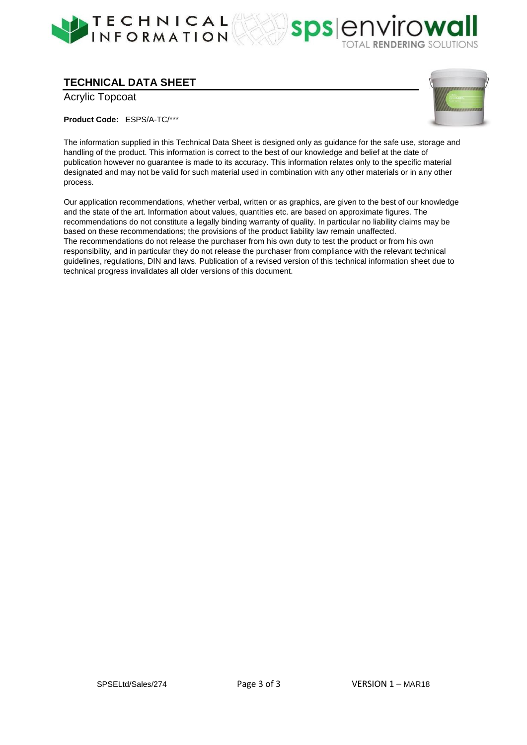## TECHNICAL DATA SHEET

Acrylic Topcoat

**Product Code:** ESPS/A-TC/***

The information supplied in this Technical Data Sheet is designed only as guidance for the safe use, storage and handling of the product. This information is correct to the best of our knowledge and belief at the date of publication however no guarantee is made to its accuracy. This information relates only to the specific material designated and may not be valid for such material used in combination with any other materials or in any other process.

Our application recommendations, whether verbal, written or as graphics, are given to the best of our knowledge and the state of the art. Information about values, quantities etc. are based on approximate figures. The recommendations do not constitute a legally binding warranty of quality. In particular no liability claims may be based on these recommendations; the provisions of the product liability law remain unaffected.
The recommendations do not release the purchaser from his own duty to test the product or from his own responsibility, and in particular they do not release the purchaser from compliance with the relevant technical guidelines, regulations, DIN and laws. Publication of a revised version of this technical information sheet due to technical progress invalidates all older versions of this document.